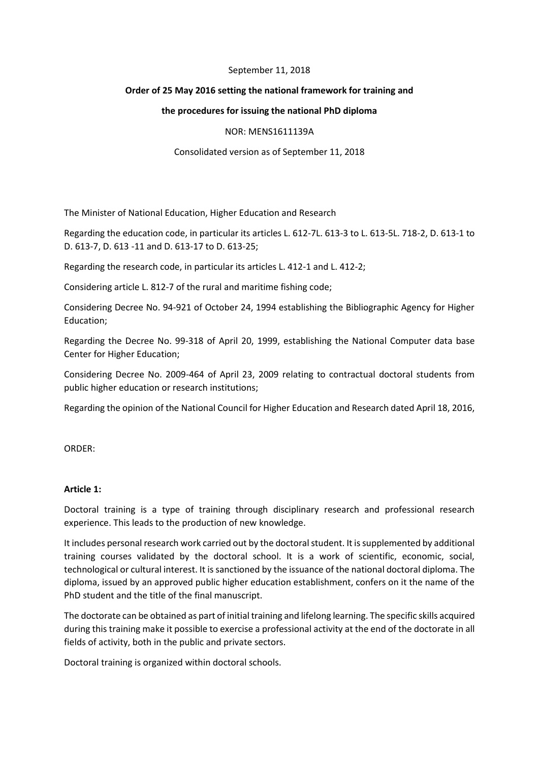September 11, 2018

**Order of 25 May 2016 setting the national framework for training and**

**the procedures for issuing the national PhD diploma**

NOR: MENS1611139A

Consolidated version as of September 11, 2018

The Minister of National Education, Higher Education and Research

Regarding the education code, in particular its articles L. 612-7L. 613-3 to L. 613-5L. 718-2, D. 613-1 to D. 613-7, D. 613 -11 and D. 613-17 to D. 613-25;

Regarding the research code, in particular its articles L. 412-1 and L. 412-2;

Considering article L. 812-7 of the rural and maritime fishing code;

Considering Decree No. 94-921 of October 24, 1994 establishing the Bibliographic Agency for Higher Education;

Regarding the Decree No. 99-318 of April 20, 1999, establishing the National Computer data base Center for Higher Education;

Considering Decree No. 2009-464 of April 23, 2009 relating to contractual doctoral students from public higher education or research institutions;

Regarding the opinion of the National Council for Higher Education and Research dated April 18, 2016,

ORDER:

**Article 1:**

Doctoral training is a type of training through disciplinary research and professional research experience. This leads to the production of new knowledge.

It includes personal research work carried out by the doctoral student. It is supplemented by additional training courses validated by the doctoral school. It is a work of scientific, economic, social, technological or cultural interest. It is sanctioned by the issuance of the national doctoral diploma. The diploma, issued by an approved public higher education establishment, confers on it the name of the PhD student and the title of the final manuscript.

The doctorate can be obtained as part of initial training and lifelong learning. The specific skills acquired during this training make it possible to exercise a professional activity at the end of the doctorate in all fields of activity, both in the public and private sectors.

Doctoral training is organized within doctoral schools.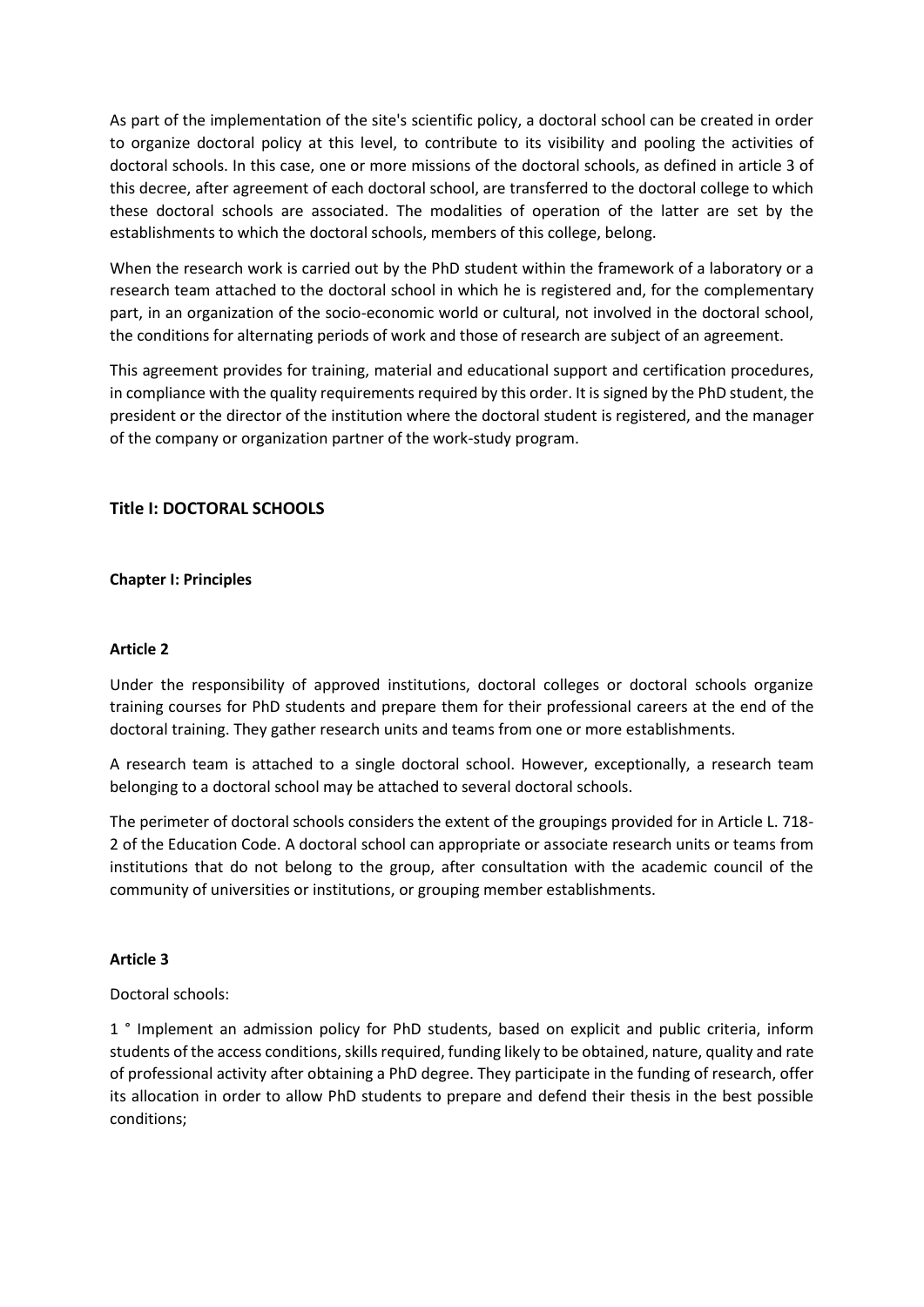As part of the implementation of the site's scientific policy, a doctoral school can be created in order to organize doctoral policy at this level, to contribute to its visibility and pooling the activities of doctoral schools. In this case, one or more missions of the doctoral schools, as defined in article 3 of this decree, after agreement of each doctoral school, are transferred to the doctoral college to which these doctoral schools are associated. The modalities of operation of the latter are set by the establishments to which the doctoral schools, members of this college, belong.

When the research work is carried out by the PhD student within the framework of a laboratory or a research team attached to the doctoral school in which he is registered and, for the complementary part, in an organization of the socio-economic world or cultural, not involved in the doctoral school, the conditions for alternating periods of work and those of research are subject of an agreement.

This agreement provides for training, material and educational support and certification procedures, in compliance with the quality requirements required by this order. It is signed by the PhD student, the president or the director of the institution where the doctoral student is registered, and the manager of the company or organization partner of the work-study program.

## Title I: DOCTORAL SCHOOLS

### Chapter I: Principles

#### Article 2

Under the responsibility of approved institutions, doctoral colleges or doctoral schools organize training courses for PhD students and prepare them for their professional careers at the end of the doctoral training. They gather research units and teams from one or more establishments.

A research team is attached to a single doctoral school. However, exceptionally, a research team belonging to a doctoral school may be attached to several doctoral schools.

The perimeter of doctoral schools considers the extent of the groupings provided for in Article L. 718-2 of the Education Code. A doctoral school can appropriate or associate research units or teams from institutions that do not belong to the group, after consultation with the academic council of the community of universities or institutions, or grouping member establishments.

#### Article 3

Doctoral schools:

1 ° Implement an admission policy for PhD students, based on explicit and public criteria, inform students of the access conditions, skills required, funding likely to be obtained, nature, quality and rate of professional activity after obtaining a PhD degree. They participate in the funding of research, offer its allocation in order to allow PhD students to prepare and defend their thesis in the best possible conditions;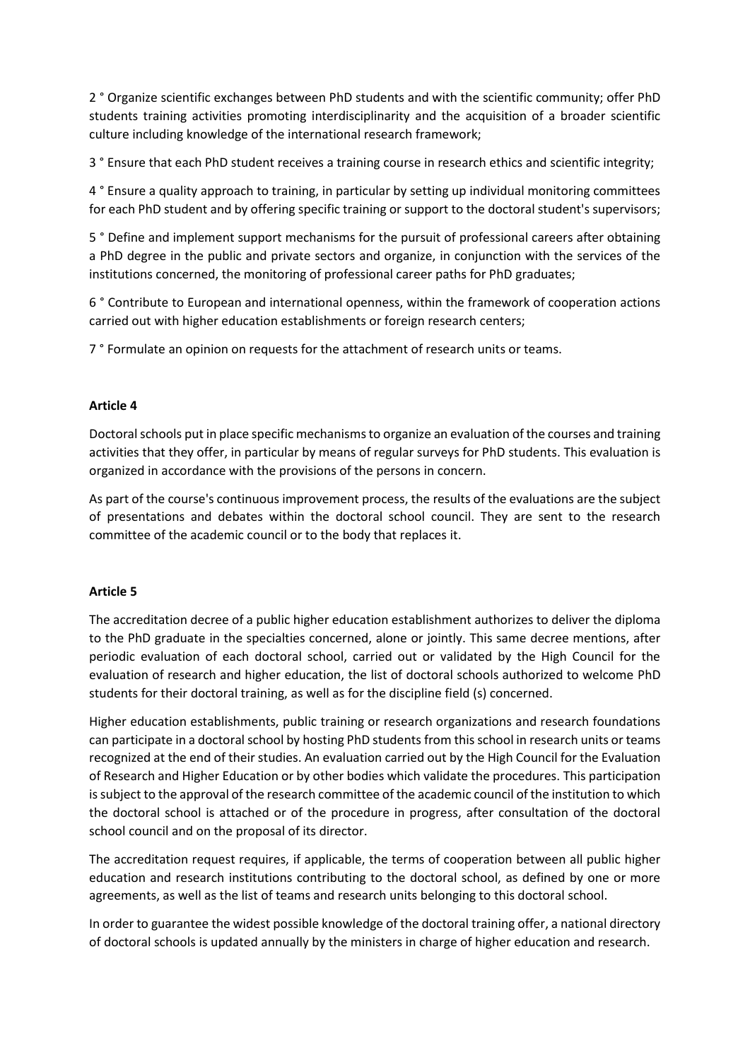2 ° Organize scientific exchanges between PhD students and with the scientific community; offer PhD students training activities promoting interdisciplinarity and the acquisition of a broader scientific culture including knowledge of the international research framework;

3 ° Ensure that each PhD student receives a training course in research ethics and scientific integrity;

4 ° Ensure a quality approach to training, in particular by setting up individual monitoring committees for each PhD student and by offering specific training or support to the doctoral student's supervisors;

5 ° Define and implement support mechanisms for the pursuit of professional careers after obtaining a PhD degree in the public and private sectors and organize, in conjunction with the services of the institutions concerned, the monitoring of professional career paths for PhD graduates;

6 ° Contribute to European and international openness, within the framework of cooperation actions carried out with higher education establishments or foreign research centers;

7 ° Formulate an opinion on requests for the attachment of research units or teams.

**Article 4**

Doctoral schools put in place specific mechanisms to organize an evaluation of the courses and training activities that they offer, in particular by means of regular surveys for PhD students. This evaluation is organized in accordance with the provisions of the persons in concern.

As part of the course's continuous improvement process, the results of the evaluations are the subject of presentations and debates within the doctoral school council. They are sent to the research committee of the academic council or to the body that replaces it.

**Article 5**

The accreditation decree of a public higher education establishment authorizes to deliver the diploma to the PhD graduate in the specialties concerned, alone or jointly. This same decree mentions, after periodic evaluation of each doctoral school, carried out or validated by the High Council for the evaluation of research and higher education, the list of doctoral schools authorized to welcome PhD students for their doctoral training, as well as for the discipline field (s) concerned.

Higher education establishments, public training or research organizations and research foundations can participate in a doctoral school by hosting PhD students from this school in research units or teams recognized at the end of their studies. An evaluation carried out by the High Council for the Evaluation of Research and Higher Education or by other bodies which validate the procedures. This participation is subject to the approval of the research committee of the academic council of the institution to which the doctoral school is attached or of the procedure in progress, after consultation of the doctoral school council and on the proposal of its director.

The accreditation request requires, if applicable, the terms of cooperation between all public higher education and research institutions contributing to the doctoral school, as defined by one or more agreements, as well as the list of teams and research units belonging to this doctoral school.

In order to guarantee the widest possible knowledge of the doctoral training offer, a national directory of doctoral schools is updated annually by the ministers in charge of higher education and research.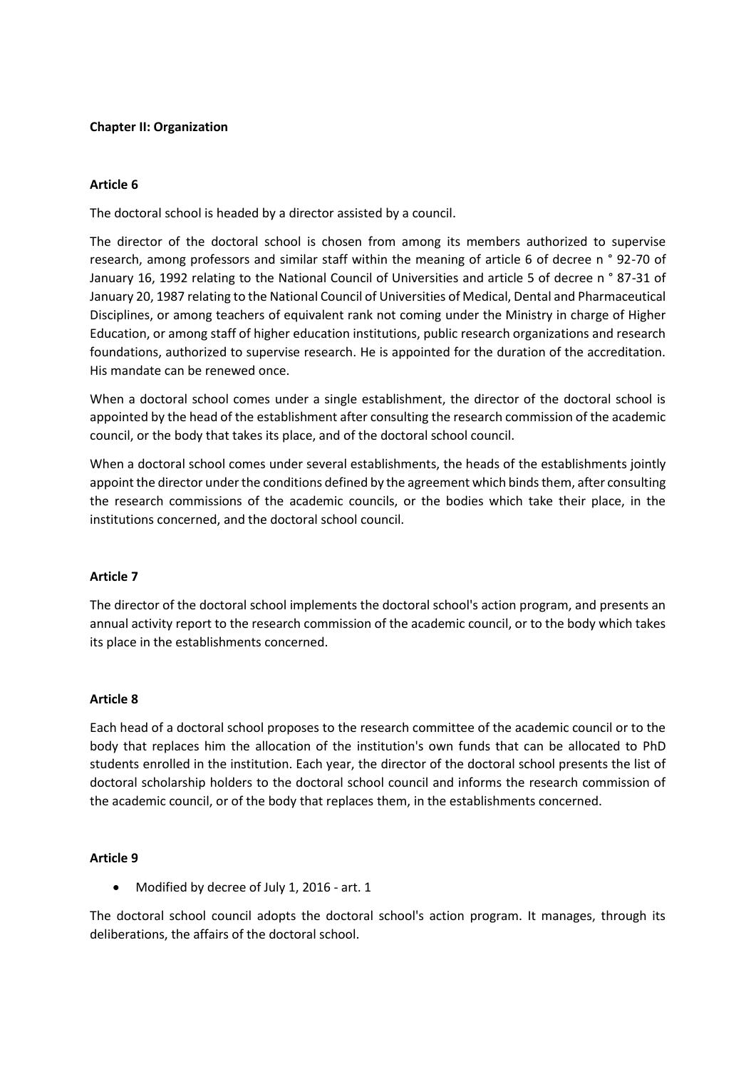**Chapter II: Organization**

**Article 6**

The doctoral school is headed by a director assisted by a council.

The director of the doctoral school is chosen from among its members authorized to supervise research, among professors and similar staff within the meaning of article 6 of decree n ° 92-70 of January 16, 1992 relating to the National Council of Universities and article 5 of decree n ° 87-31 of January 20, 1987 relating to the National Council of Universities of Medical, Dental and Pharmaceutical Disciplines, or among teachers of equivalent rank not coming under the Ministry in charge of Higher Education, or among staff of higher education institutions, public research organizations and research foundations, authorized to supervise research. He is appointed for the duration of the accreditation. His mandate can be renewed once.

When a doctoral school comes under a single establishment, the director of the doctoral school is appointed by the head of the establishment after consulting the research commission of the academic council, or the body that takes its place, and of the doctoral school council.

When a doctoral school comes under several establishments, the heads of the establishments jointly appoint the director under the conditions defined by the agreement which binds them, after consulting the research commissions of the academic councils, or the bodies which take their place, in the institutions concerned, and the doctoral school council.

**Article 7**

The director of the doctoral school implements the doctoral school's action program, and presents an annual activity report to the research commission of the academic council, or to the body which takes its place in the establishments concerned.

**Article 8**

Each head of a doctoral school proposes to the research committee of the academic council or to the body that replaces him the allocation of the institution's own funds that can be allocated to PhD students enrolled in the institution. Each year, the director of the doctoral school presents the list of doctoral scholarship holders to the doctoral school council and informs the research commission of the academic council, or of the body that replaces them, in the establishments concerned.

**Article 9**

- Modified by decree of July 1, 2016 - art. 1

The doctoral school council adopts the doctoral school's action program. It manages, through its deliberations, the affairs of the doctoral school.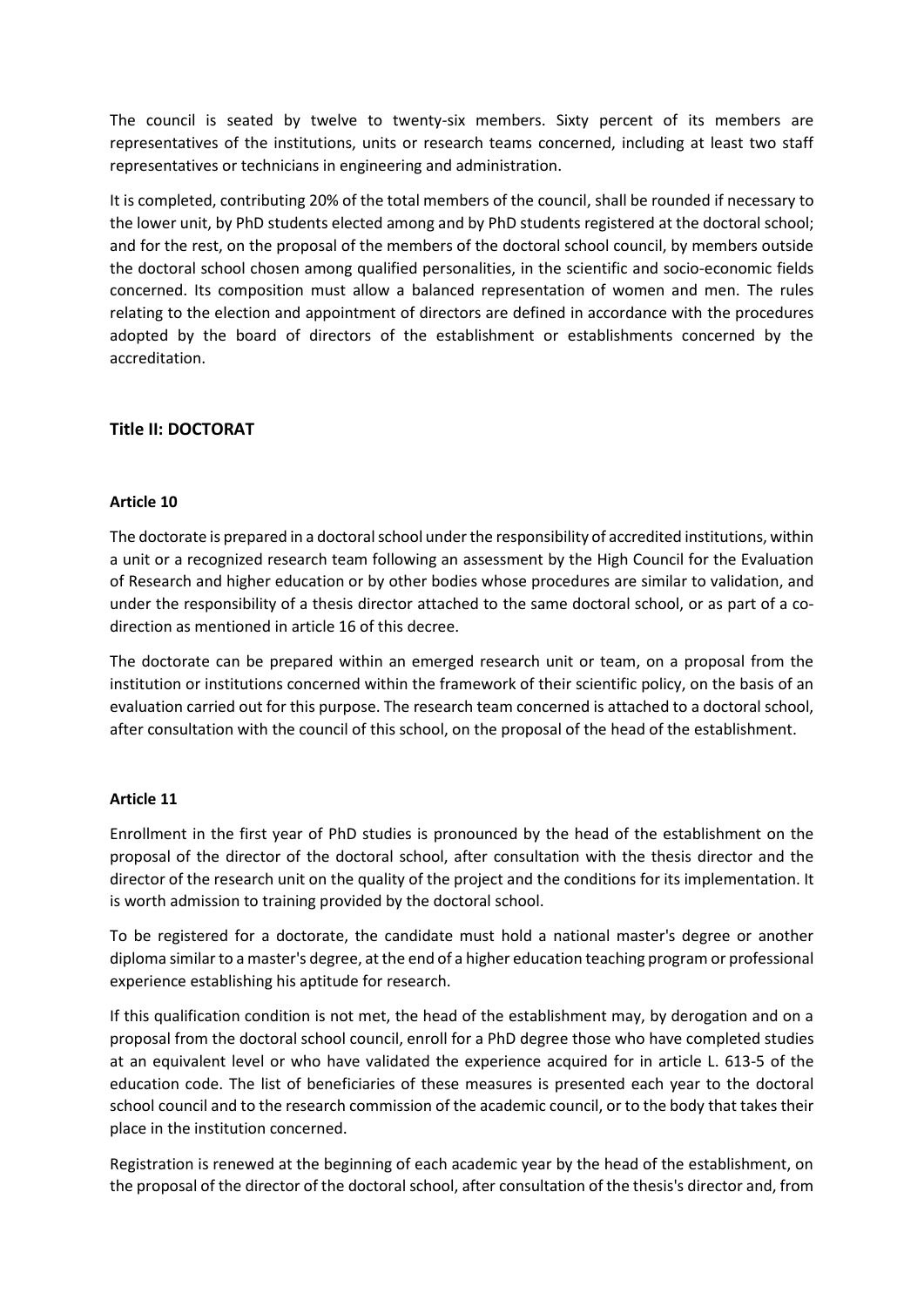The council is seated by twelve to twenty-six members. Sixty percent of its members are representatives of the institutions, units or research teams concerned, including at least two staff representatives or technicians in engineering and administration.

It is completed, contributing 20% of the total members of the council, shall be rounded if necessary to the lower unit, by PhD students elected among and by PhD students registered at the doctoral school; and for the rest, on the proposal of the members of the doctoral school council, by members outside the doctoral school chosen among qualified personalities, in the scientific and socio-economic fields concerned. Its composition must allow a balanced representation of women and men. The rules relating to the election and appointment of directors are defined in accordance with the procedures adopted by the board of directors of the establishment or establishments concerned by the accreditation.

## Title II: DOCTORAT

### Article 10

The doctorate is prepared in a doctoral school under the responsibility of accredited institutions, within a unit or a recognized research team following an assessment by the High Council for the Evaluation of Research and higher education or by other bodies whose procedures are similar to validation, and under the responsibility of a thesis director attached to the same doctoral school, or as part of a co-direction as mentioned in article 16 of this decree.

The doctorate can be prepared within an emerged research unit or team, on a proposal from the institution or institutions concerned within the framework of their scientific policy, on the basis of an evaluation carried out for this purpose. The research team concerned is attached to a doctoral school, after consultation with the council of this school, on the proposal of the head of the establishment.

### Article 11

Enrollment in the first year of PhD studies is pronounced by the head of the establishment on the proposal of the director of the doctoral school, after consultation with the thesis director and the director of the research unit on the quality of the project and the conditions for its implementation. It is worth admission to training provided by the doctoral school.

To be registered for a doctorate, the candidate must hold a national master's degree or another diploma similar to a master's degree, at the end of a higher education teaching program or professional experience establishing his aptitude for research.

If this qualification condition is not met, the head of the establishment may, by derogation and on a proposal from the doctoral school council, enroll for a PhD degree those who have completed studies at an equivalent level or who have validated the experience acquired for in article L. 613-5 of the education code. The list of beneficiaries of these measures is presented each year to the doctoral school council and to the research commission of the academic council, or to the body that takes their place in the institution concerned.

Registration is renewed at the beginning of each academic year by the head of the establishment, on the proposal of the director of the doctoral school, after consultation of the thesis's director and, from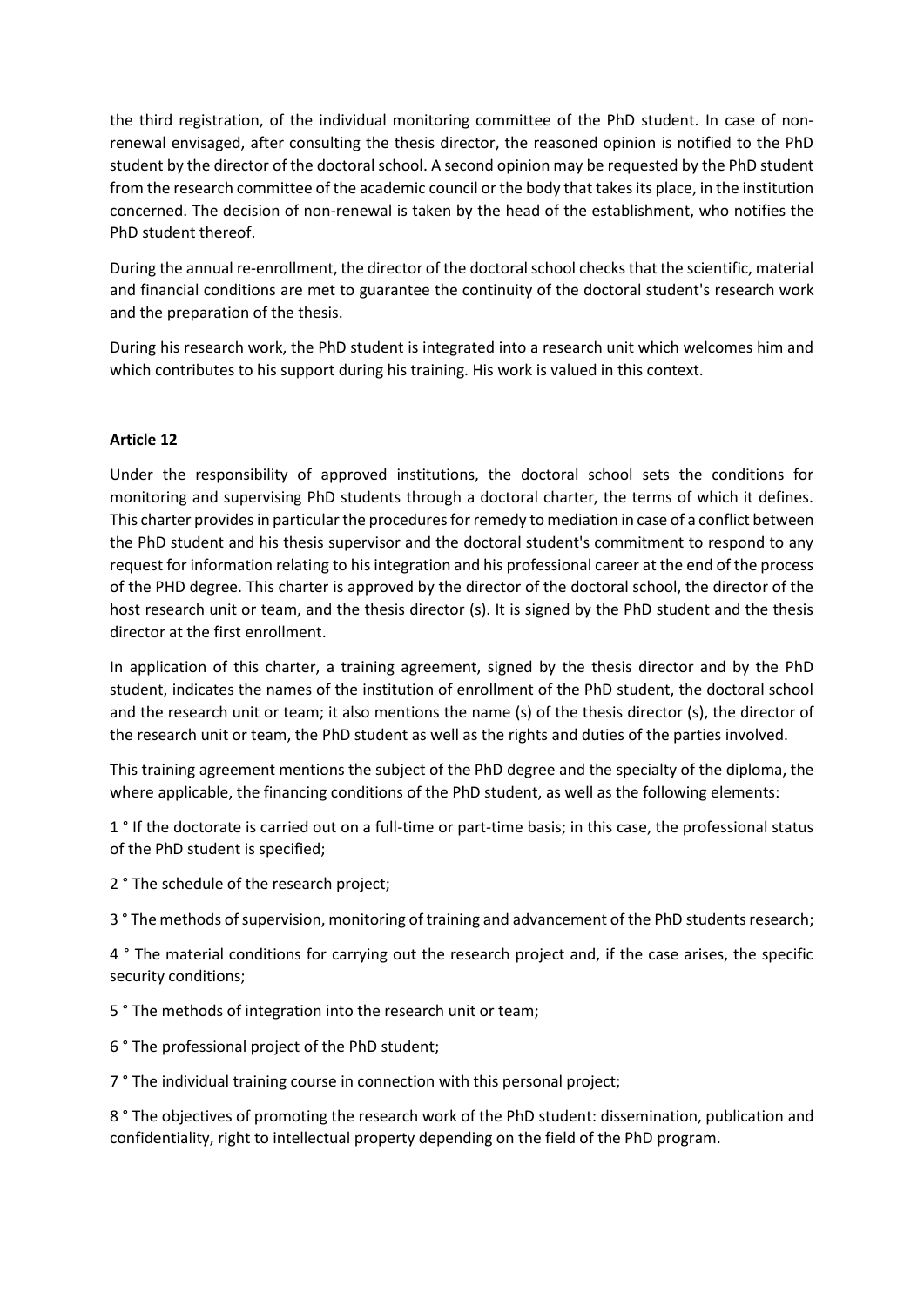the third registration, of the individual monitoring committee of the PhD student. In case of non-renewal envisaged, after consulting the thesis director, the reasoned opinion is notified to the PhD student by the director of the doctoral school. A second opinion may be requested by the PhD student from the research committee of the academic council or the body that takes its place, in the institution concerned. The decision of non-renewal is taken by the head of the establishment, who notifies the PhD student thereof.

During the annual re-enrollment, the director of the doctoral school checks that the scientific, material and financial conditions are met to guarantee the continuity of the doctoral student's research work and the preparation of the thesis.

During his research work, the PhD student is integrated into a research unit which welcomes him and which contributes to his support during his training. His work is valued in this context.

**Article 12**

Under the responsibility of approved institutions, the doctoral school sets the conditions for monitoring and supervising PhD students through a doctoral charter, the terms of which it defines. This charter provides in particular the procedures for remedy to mediation in case of a conflict between the PhD student and his thesis supervisor and the doctoral student's commitment to respond to any request for information relating to his integration and his professional career at the end of the process of the PHD degree. This charter is approved by the director of the doctoral school, the director of the host research unit or team, and the thesis director (s). It is signed by the PhD student and the thesis director at the first enrollment.

In application of this charter, a training agreement, signed by the thesis director and by the PhD student, indicates the names of the institution of enrollment of the PhD student, the doctoral school and the research unit or team; it also mentions the name (s) of the thesis director (s), the director of the research unit or team, the PhD student as well as the rights and duties of the parties involved.

This training agreement mentions the subject of the PhD degree and the specialty of the diploma, the where applicable, the financing conditions of the PhD student, as well as the following elements:

1 ° If the doctorate is carried out on a full-time or part-time basis; in this case, the professional status of the PhD student is specified;

2 ° The schedule of the research project;

3 ° The methods of supervision, monitoring of training and advancement of the PhD students research;

4 ° The material conditions for carrying out the research project and, if the case arises, the specific security conditions;

5 ° The methods of integration into the research unit or team;

6 ° The professional project of the PhD student;

7 ° The individual training course in connection with this personal project;

8 ° The objectives of promoting the research work of the PhD student: dissemination, publication and confidentiality, right to intellectual property depending on the field of the PhD program.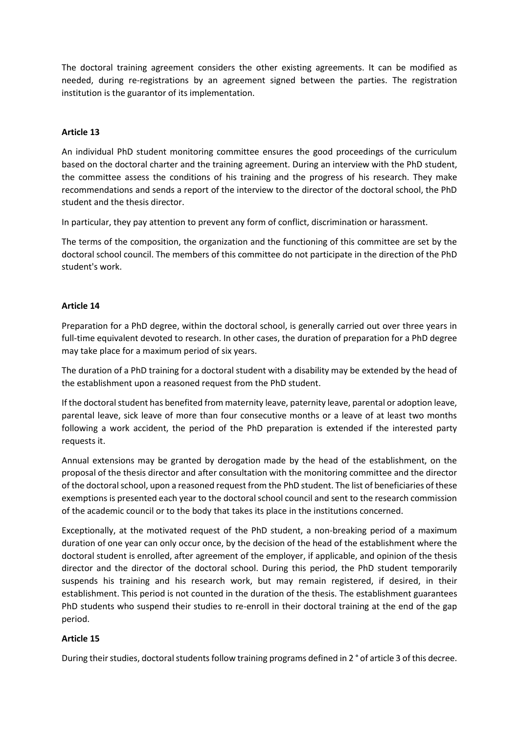The doctoral training agreement considers the other existing agreements. It can be modified as needed, during re-registrations by an agreement signed between the parties. The registration institution is the guarantor of its implementation.

**Article 13**

An individual PhD student monitoring committee ensures the good proceedings of the curriculum based on the doctoral charter and the training agreement. During an interview with the PhD student, the committee assess the conditions of his training and the progress of his research. They make recommendations and sends a report of the interview to the director of the doctoral school, the PhD student and the thesis director.

In particular, they pay attention to prevent any form of conflict, discrimination or harassment.

The terms of the composition, the organization and the functioning of this committee are set by the doctoral school council. The members of this committee do not participate in the direction of the PhD student's work.

**Article 14**

Preparation for a PhD degree, within the doctoral school, is generally carried out over three years in full-time equivalent devoted to research. In other cases, the duration of preparation for a PhD degree may take place for a maximum period of six years.

The duration of a PhD training for a doctoral student with a disability may be extended by the head of the establishment upon a reasoned request from the PhD student.

If the doctoral student has benefited from maternity leave, paternity leave, parental or adoption leave, parental leave, sick leave of more than four consecutive months or a leave of at least two months following a work accident, the period of the PhD preparation is extended if the interested party requests it.

Annual extensions may be granted by derogation made by the head of the establishment, on the proposal of the thesis director and after consultation with the monitoring committee and the director of the doctoral school, upon a reasoned request from the PhD student. The list of beneficiaries of these exemptions is presented each year to the doctoral school council and sent to the research commission of the academic council or to the body that takes its place in the institutions concerned.

Exceptionally, at the motivated request of the PhD student, a non-breaking period of a maximum duration of one year can only occur once, by the decision of the head of the establishment where the doctoral student is enrolled, after agreement of the employer, if applicable, and opinion of the thesis director and the director of the doctoral school. During this period, the PhD student temporarily suspends his training and his research work, but may remain registered, if desired, in their establishment. This period is not counted in the duration of the thesis. The establishment guarantees PhD students who suspend their studies to re-enroll in their doctoral training at the end of the gap period.

**Article 15**

During their studies, doctoral students follow training programs defined in 2 ° of article 3 of this decree.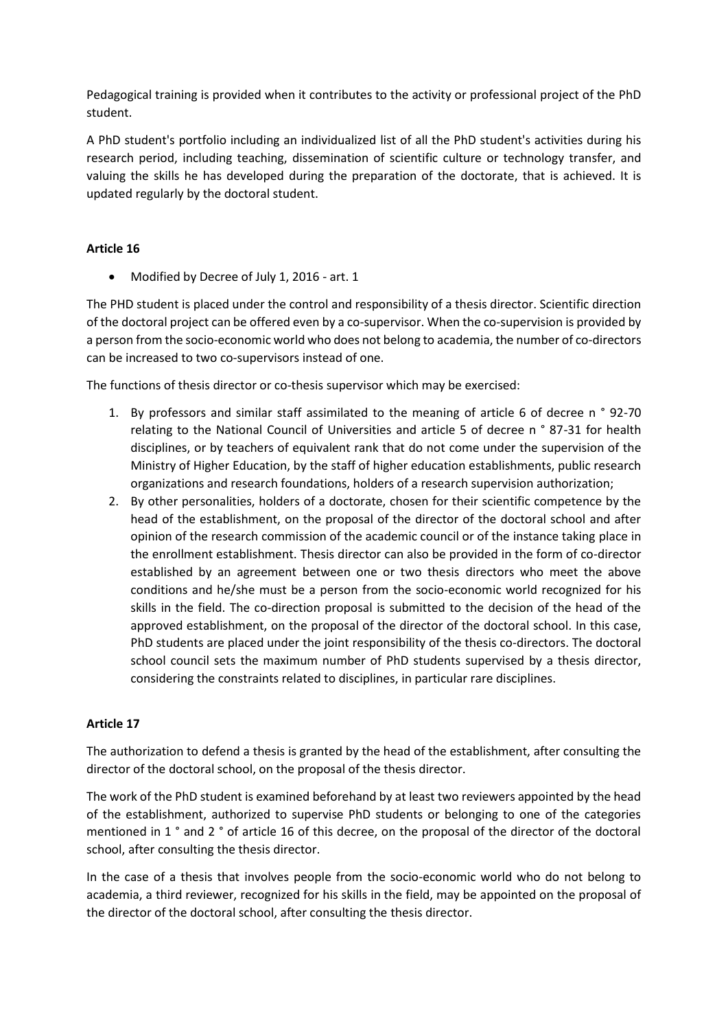Pedagogical training is provided when it contributes to the activity or professional project of the PhD student.

A PhD student's portfolio including an individualized list of all the PhD student's activities during his research period, including teaching, dissemination of scientific culture or technology transfer, and valuing the skills he has developed during the preparation of the doctorate, that is achieved. It is updated regularly by the doctoral student.

**Article 16**

- Modified by Decree of July 1, 2016 - art. 1

The PHD student is placed under the control and responsibility of a thesis director. Scientific direction of the doctoral project can be offered even by a co-supervisor. When the co-supervision is provided by a person from the socio-economic world who does not belong to academia, the number of co-directors can be increased to two co-supervisors instead of one.

The functions of thesis director or co-thesis supervisor which may be exercised:

1. By professors and similar staff assimilated to the meaning of article 6 of decree n ° 92-70 relating to the National Council of Universities and article 5 of decree n ° 87-31 for health disciplines, or by teachers of equivalent rank that do not come under the supervision of the Ministry of Higher Education, by the staff of higher education establishments, public research organizations and research foundations, holders of a research supervision authorization;
2. By other personalities, holders of a doctorate, chosen for their scientific competence by the head of the establishment, on the proposal of the director of the doctoral school and after opinion of the research commission of the academic council or of the instance taking place in the enrollment establishment. Thesis director can also be provided in the form of co-director established by an agreement between one or two thesis directors who meet the above conditions and he/she must be a person from the socio-economic world recognized for his skills in the field. The co-direction proposal is submitted to the decision of the head of the approved establishment, on the proposal of the director of the doctoral school. In this case, PhD students are placed under the joint responsibility of the thesis co-directors. The doctoral school council sets the maximum number of PhD students supervised by a thesis director, considering the constraints related to disciplines, in particular rare disciplines.

**Article 17**

The authorization to defend a thesis is granted by the head of the establishment, after consulting the director of the doctoral school, on the proposal of the thesis director.

The work of the PhD student is examined beforehand by at least two reviewers appointed by the head of the establishment, authorized to supervise PhD students or belonging to one of the categories mentioned in 1 ° and 2 ° of article 16 of this decree, on the proposal of the director of the doctoral school, after consulting the thesis director.

In the case of a thesis that involves people from the socio-economic world who do not belong to academia, a third reviewer, recognized for his skills in the field, may be appointed on the proposal of the director of the doctoral school, after consulting the thesis director.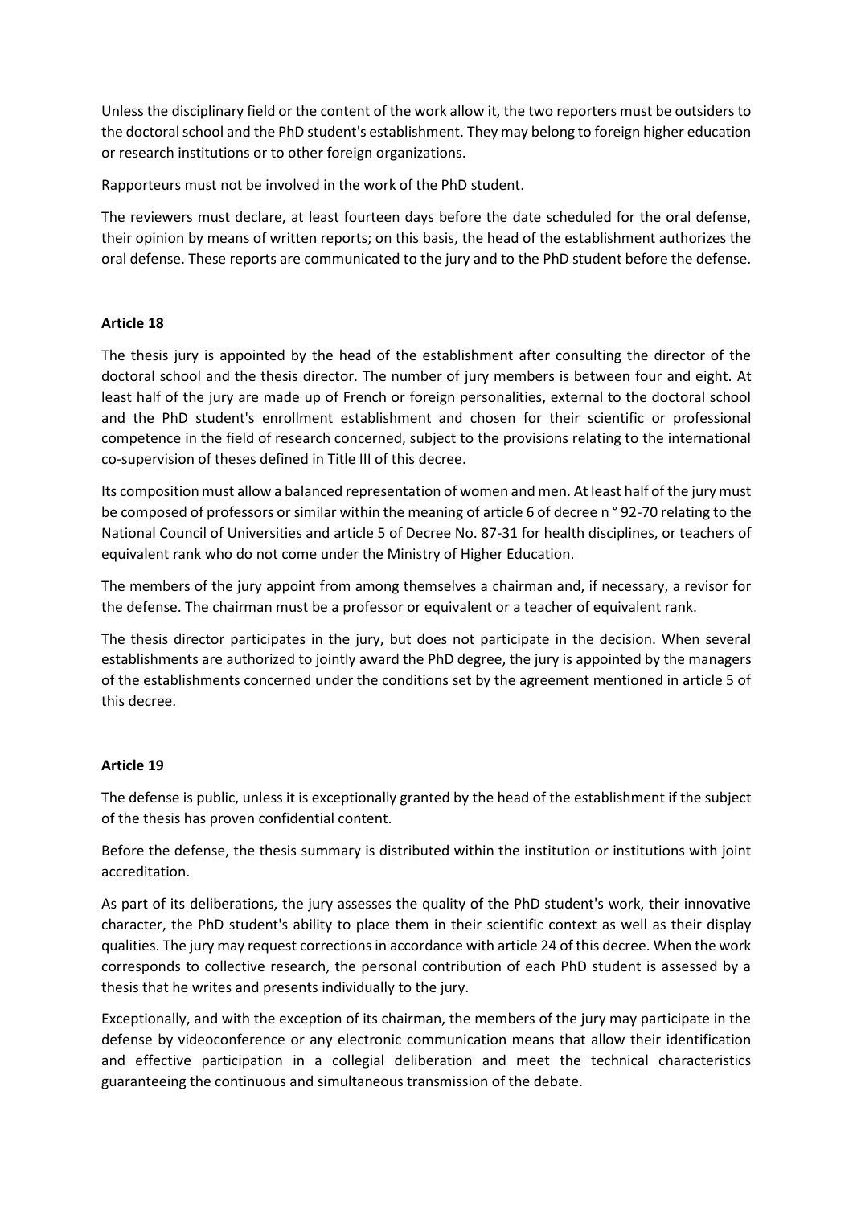Unless the disciplinary field or the content of the work allow it, the two reporters must be outsiders to the doctoral school and the PhD student's establishment. They may belong to foreign higher education or research institutions or to other foreign organizations.

Rapporteurs must not be involved in the work of the PhD student.

The reviewers must declare, at least fourteen days before the date scheduled for the oral defense, their opinion by means of written reports; on this basis, the head of the establishment authorizes the oral defense. These reports are communicated to the jury and to the PhD student before the defense.

**Article 18**

The thesis jury is appointed by the head of the establishment after consulting the director of the doctoral school and the thesis director. The number of jury members is between four and eight. At least half of the jury are made up of French or foreign personalities, external to the doctoral school and the PhD student's enrollment establishment and chosen for their scientific or professional competence in the field of research concerned, subject to the provisions relating to the international co-supervision of theses defined in Title III of this decree.

Its composition must allow a balanced representation of women and men. At least half of the jury must be composed of professors or similar within the meaning of article 6 of decree n ° 92-70 relating to the National Council of Universities and article 5 of Decree No. 87-31 for health disciplines, or teachers of equivalent rank who do not come under the Ministry of Higher Education.

The members of the jury appoint from among themselves a chairman and, if necessary, a revisor for the defense. The chairman must be a professor or equivalent or a teacher of equivalent rank.

The thesis director participates in the jury, but does not participate in the decision. When several establishments are authorized to jointly award the PhD degree, the jury is appointed by the managers of the establishments concerned under the conditions set by the agreement mentioned in article 5 of this decree.

**Article 19**

The defense is public, unless it is exceptionally granted by the head of the establishment if the subject of the thesis has proven confidential content.

Before the defense, the thesis summary is distributed within the institution or institutions with joint accreditation.

As part of its deliberations, the jury assesses the quality of the PhD student's work, their innovative character, the PhD student's ability to place them in their scientific context as well as their display qualities. The jury may request corrections in accordance with article 24 of this decree. When the work corresponds to collective research, the personal contribution of each PhD student is assessed by a thesis that he writes and presents individually to the jury.

Exceptionally, and with the exception of its chairman, the members of the jury may participate in the defense by videoconference or any electronic communication means that allow their identification and effective participation in a collegial deliberation and meet the technical characteristics guaranteeing the continuous and simultaneous transmission of the debate.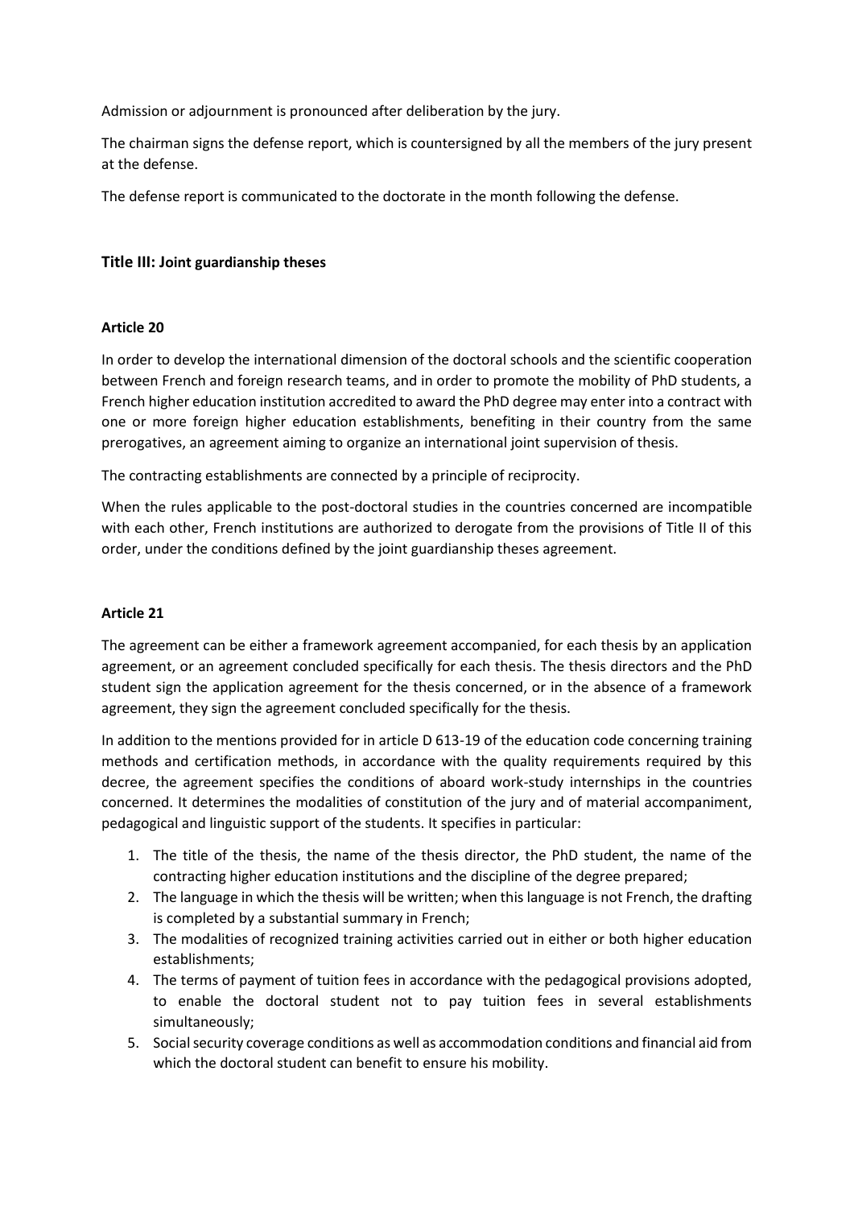Admission or adjournment is pronounced after deliberation by the jury.

The chairman signs the defense report, which is countersigned by all the members of the jury present at the defense.

The defense report is communicated to the doctorate in the month following the defense.

## Title III: Joint guardianship theses

### Article 20

In order to develop the international dimension of the doctoral schools and the scientific cooperation between French and foreign research teams, and in order to promote the mobility of PhD students, a French higher education institution accredited to award the PhD degree may enter into a contract with one or more foreign higher education establishments, benefiting in their country from the same prerogatives, an agreement aiming to organize an international joint supervision of thesis.

The contracting establishments are connected by a principle of reciprocity.

When the rules applicable to the post-doctoral studies in the countries concerned are incompatible with each other, French institutions are authorized to derogate from the provisions of Title II of this order, under the conditions defined by the joint guardianship theses agreement.

### Article 21

The agreement can be either a framework agreement accompanied, for each thesis by an application agreement, or an agreement concluded specifically for each thesis. The thesis directors and the PhD student sign the application agreement for the thesis concerned, or in the absence of a framework agreement, they sign the agreement concluded specifically for the thesis.

In addition to the mentions provided for in article D 613-19 of the education code concerning training methods and certification methods, in accordance with the quality requirements required by this decree, the agreement specifies the conditions of aboard work-study internships in the countries concerned. It determines the modalities of constitution of the jury and of material accompaniment, pedagogical and linguistic support of the students. It specifies in particular:

1. The title of the thesis, the name of the thesis director, the PhD student, the name of the contracting higher education institutions and the discipline of the degree prepared;
2. The language in which the thesis will be written; when this language is not French, the drafting is completed by a substantial summary in French;
3. The modalities of recognized training activities carried out in either or both higher education establishments;
4. The terms of payment of tuition fees in accordance with the pedagogical provisions adopted, to enable the doctoral student not to pay tuition fees in several establishments simultaneously;
5. Social security coverage conditions as well as accommodation conditions and financial aid from which the doctoral student can benefit to ensure his mobility.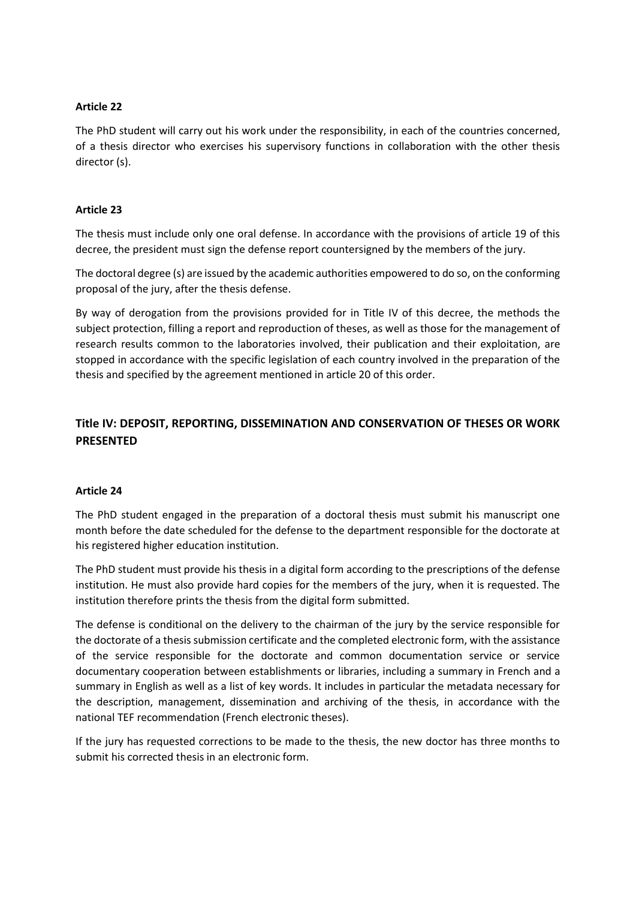**Article 22**

The PhD student will carry out his work under the responsibility, in each of the countries concerned, of a thesis director who exercises his supervisory functions in collaboration with the other thesis director (s).

**Article 23**

The thesis must include only one oral defense. In accordance with the provisions of article 19 of this decree, the president must sign the defense report countersigned by the members of the jury.

The doctoral degree (s) are issued by the academic authorities empowered to do so, on the conforming proposal of the jury, after the thesis defense.

By way of derogation from the provisions provided for in Title IV of this decree, the methods the subject protection, filling a report and reproduction of theses, as well as those for the management of research results common to the laboratories involved, their publication and their exploitation, are stopped in accordance with the specific legislation of each country involved in the preparation of the thesis and specified by the agreement mentioned in article 20 of this order.

## Title IV: DEPOSIT, REPORTING, DISSEMINATION AND CONSERVATION OF THESES OR WORK PRESENTED

**Article 24**

The PhD student engaged in the preparation of a doctoral thesis must submit his manuscript one month before the date scheduled for the defense to the department responsible for the doctorate at his registered higher education institution.

The PhD student must provide his thesis in a digital form according to the prescriptions of the defense institution. He must also provide hard copies for the members of the jury, when it is requested. The institution therefore prints the thesis from the digital form submitted.

The defense is conditional on the delivery to the chairman of the jury by the service responsible for the doctorate of a thesis submission certificate and the completed electronic form, with the assistance of the service responsible for the doctorate and common documentation service or service documentary cooperation between establishments or libraries, including a summary in French and a summary in English as well as a list of key words. It includes in particular the metadata necessary for the description, management, dissemination and archiving of the thesis, in accordance with the national TEF recommendation (French electronic theses).

If the jury has requested corrections to be made to the thesis, the new doctor has three months to submit his corrected thesis in an electronic form.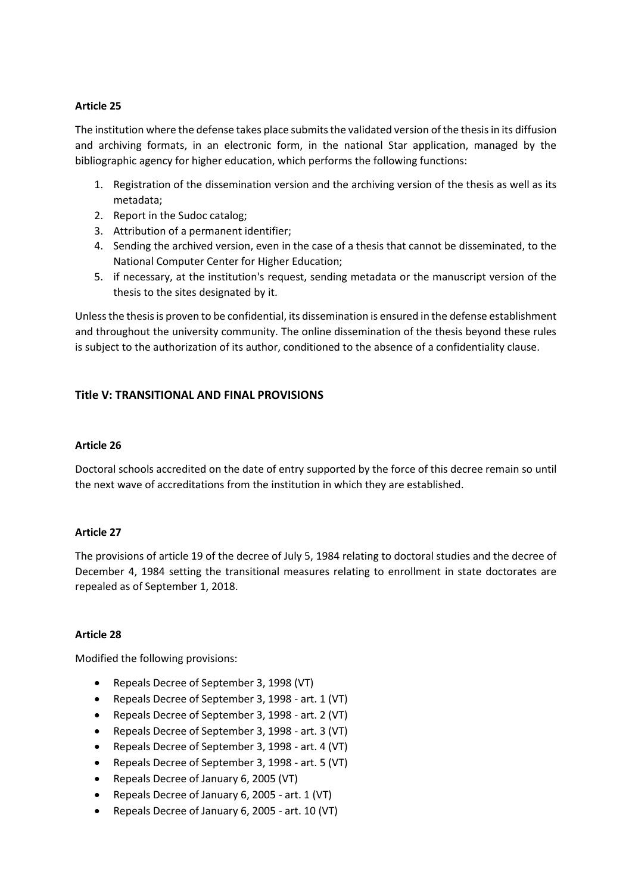**Article 25**

The institution where the defense takes place submits the validated version of the thesis in its diffusion and archiving formats, in an electronic form, in the national Star application, managed by the bibliographic agency for higher education, which performs the following functions:

1. Registration of the dissemination version and the archiving version of the thesis as well as its metadata;
2. Report in the Sudoc catalog;
3. Attribution of a permanent identifier;
4. Sending the archived version, even in the case of a thesis that cannot be disseminated, to the National Computer Center for Higher Education;
5. if necessary, at the institution's request, sending metadata or the manuscript version of the thesis to the sites designated by it.

Unless the thesis is proven to be confidential, its dissemination is ensured in the defense establishment and throughout the university community. The online dissemination of the thesis beyond these rules is subject to the authorization of its author, conditioned to the absence of a confidentiality clause.

## Title V: TRANSITIONAL AND FINAL PROVISIONS

**Article 26**

Doctoral schools accredited on the date of entry supported by the force of this decree remain so until the next wave of accreditations from the institution in which they are established.

**Article 27**

The provisions of article 19 of the decree of July 5, 1984 relating to doctoral studies and the decree of December 4, 1984 setting the transitional measures relating to enrollment in state doctorates are repealed as of September 1, 2018.

**Article 28**

Modified the following provisions:

- Repeals Decree of September 3, 1998 (VT)
- Repeals Decree of September 3, 1998 - art. 1 (VT)
- Repeals Decree of September 3, 1998 - art. 2 (VT)
- Repeals Decree of September 3, 1998 - art. 3 (VT)
- Repeals Decree of September 3, 1998 - art. 4 (VT)
- Repeals Decree of September 3, 1998 - art. 5 (VT)
- Repeals Decree of January 6, 2005 (VT)
- Repeals Decree of January 6, 2005 - art. 1 (VT)
- Repeals Decree of January 6, 2005 - art. 10 (VT)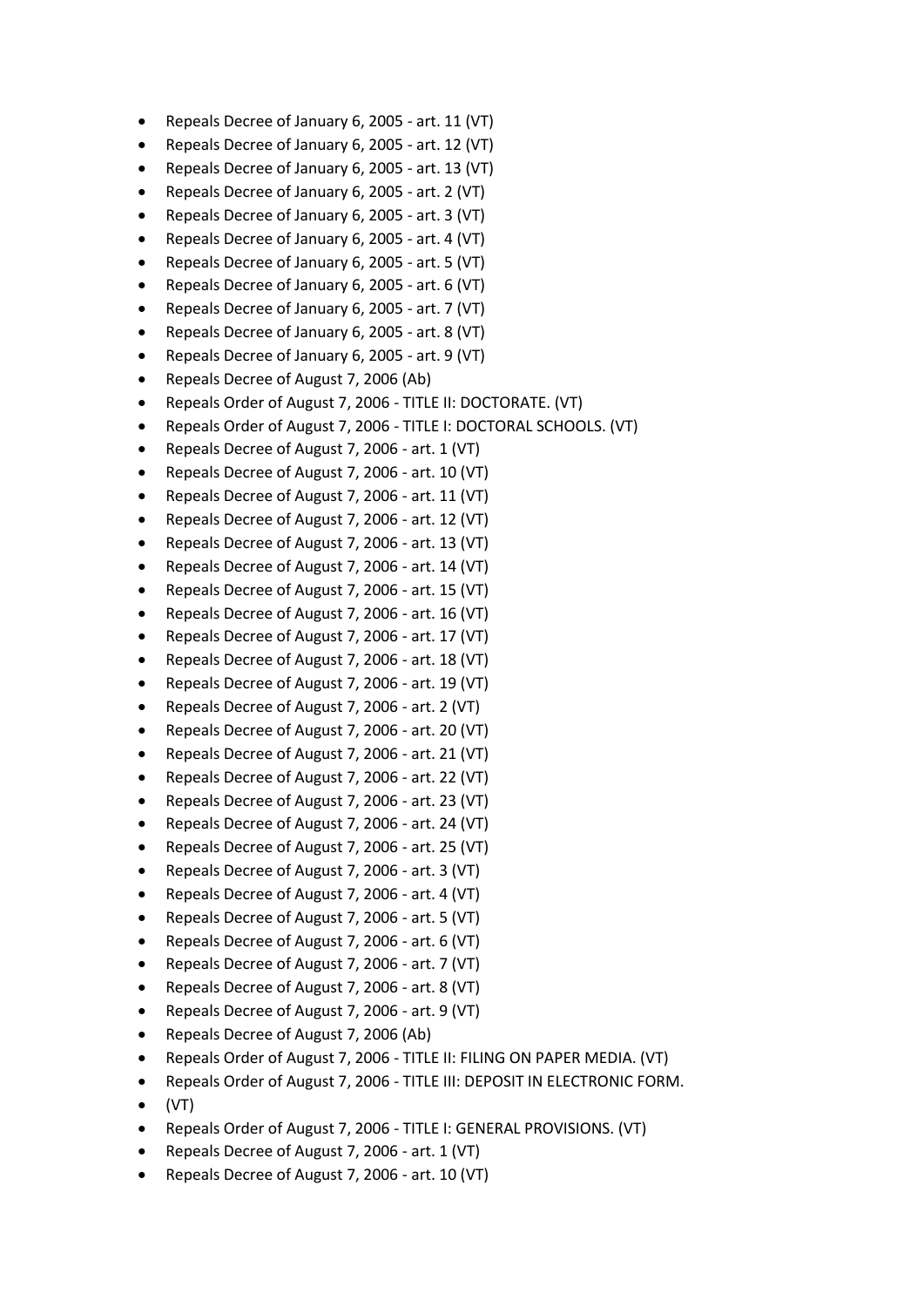- Repeals Decree of January 6, 2005 - art. 11 (VT)
- Repeals Decree of January 6, 2005 - art. 12 (VT)
- Repeals Decree of January 6, 2005 - art. 13 (VT)
- Repeals Decree of January 6, 2005 - art. 2 (VT)
- Repeals Decree of January 6, 2005 - art. 3 (VT)
- Repeals Decree of January 6, 2005 - art. 4 (VT)
- Repeals Decree of January 6, 2005 - art. 5 (VT)
- Repeals Decree of January 6, 2005 - art. 6 (VT)
- Repeals Decree of January 6, 2005 - art. 7 (VT)
- Repeals Decree of January 6, 2005 - art. 8 (VT)
- Repeals Decree of January 6, 2005 - art. 9 (VT)
- Repeals Decree of August 7, 2006 (Ab)
- Repeals Order of August 7, 2006 - TITLE II: DOCTORATE. (VT)
- Repeals Order of August 7, 2006 - TITLE I: DOCTORAL SCHOOLS. (VT)
- Repeals Decree of August 7, 2006 - art. 1 (VT)
- Repeals Decree of August 7, 2006 - art. 10 (VT)
- Repeals Decree of August 7, 2006 - art. 11 (VT)
- Repeals Decree of August 7, 2006 - art. 12 (VT)
- Repeals Decree of August 7, 2006 - art. 13 (VT)
- Repeals Decree of August 7, 2006 - art. 14 (VT)
- Repeals Decree of August 7, 2006 - art. 15 (VT)
- Repeals Decree of August 7, 2006 - art. 16 (VT)
- Repeals Decree of August 7, 2006 - art. 17 (VT)
- Repeals Decree of August 7, 2006 - art. 18 (VT)
- Repeals Decree of August 7, 2006 - art. 19 (VT)
- Repeals Decree of August 7, 2006 - art. 2 (VT)
- Repeals Decree of August 7, 2006 - art. 20 (VT)
- Repeals Decree of August 7, 2006 - art. 21 (VT)
- Repeals Decree of August 7, 2006 - art. 22 (VT)
- Repeals Decree of August 7, 2006 - art. 23 (VT)
- Repeals Decree of August 7, 2006 - art. 24 (VT)
- Repeals Decree of August 7, 2006 - art. 25 (VT)
- Repeals Decree of August 7, 2006 - art. 3 (VT)
- Repeals Decree of August 7, 2006 - art. 4 (VT)
- Repeals Decree of August 7, 2006 - art. 5 (VT)
- Repeals Decree of August 7, 2006 - art. 6 (VT)
- Repeals Decree of August 7, 2006 - art. 7 (VT)
- Repeals Decree of August 7, 2006 - art. 8 (VT)
- Repeals Decree of August 7, 2006 - art. 9 (VT)
- Repeals Decree of August 7, 2006 (Ab)
- Repeals Order of August 7, 2006 - TITLE II: FILING ON PAPER MEDIA. (VT)
- Repeals Order of August 7, 2006 - TITLE III: DEPOSIT IN ELECTRONIC FORM.
- (VT)
- Repeals Order of August 7, 2006 - TITLE I: GENERAL PROVISIONS. (VT)
- Repeals Decree of August 7, 2006 - art. 1 (VT)
- Repeals Decree of August 7, 2006 - art. 10 (VT)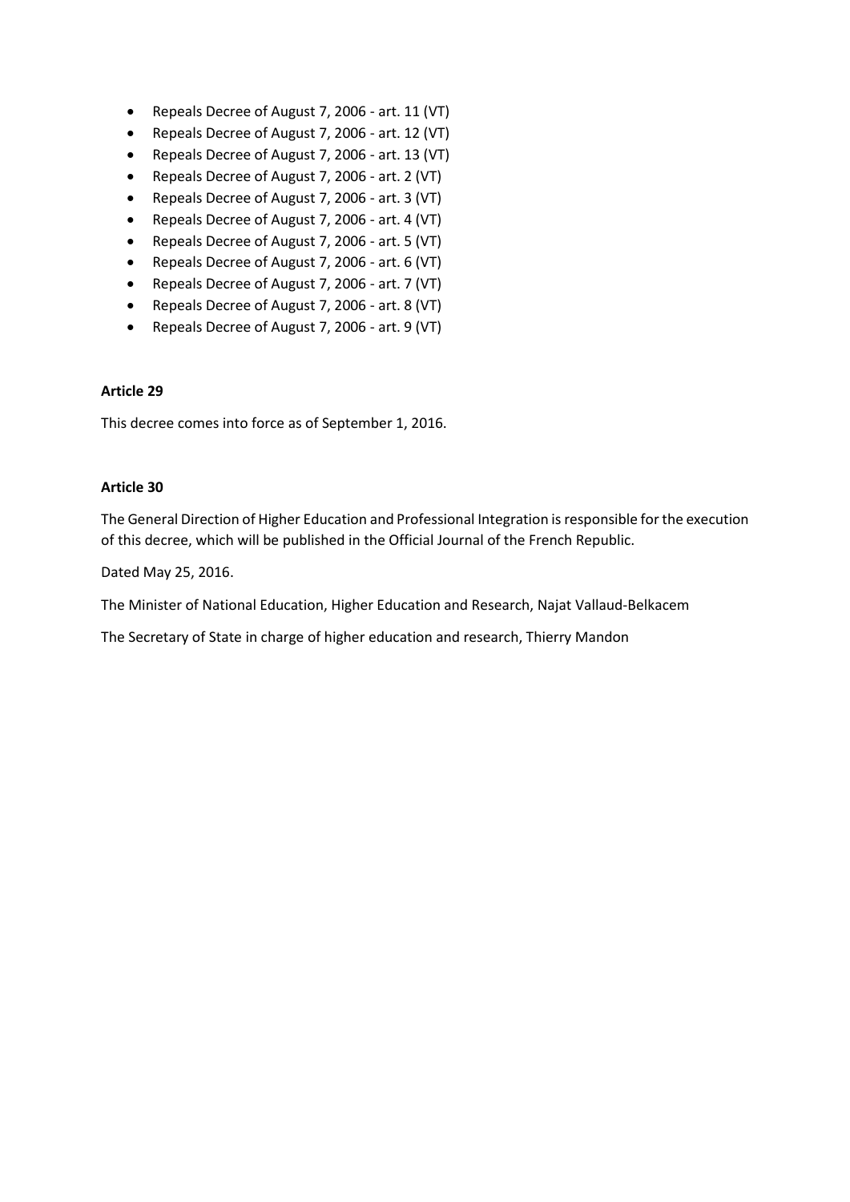- Repeals Decree of August 7, 2006 - art. 11 (VT)
- Repeals Decree of August 7, 2006 - art. 12 (VT)
- Repeals Decree of August 7, 2006 - art. 13 (VT)
- Repeals Decree of August 7, 2006 - art. 2 (VT)
- Repeals Decree of August 7, 2006 - art. 3 (VT)
- Repeals Decree of August 7, 2006 - art. 4 (VT)
- Repeals Decree of August 7, 2006 - art. 5 (VT)
- Repeals Decree of August 7, 2006 - art. 6 (VT)
- Repeals Decree of August 7, 2006 - art. 7 (VT)
- Repeals Decree of August 7, 2006 - art. 8 (VT)
- Repeals Decree of August 7, 2006 - art. 9 (VT)

**Article 29**

This decree comes into force as of September 1, 2016.

**Article 30**

The General Direction of Higher Education and Professional Integration is responsible for the execution of this decree, which will be published in the Official Journal of the French Republic.

Dated May 25, 2016.

The Minister of National Education, Higher Education and Research, Najat Vallaud-Belkacem

The Secretary of State in charge of higher education and research, Thierry Mandon